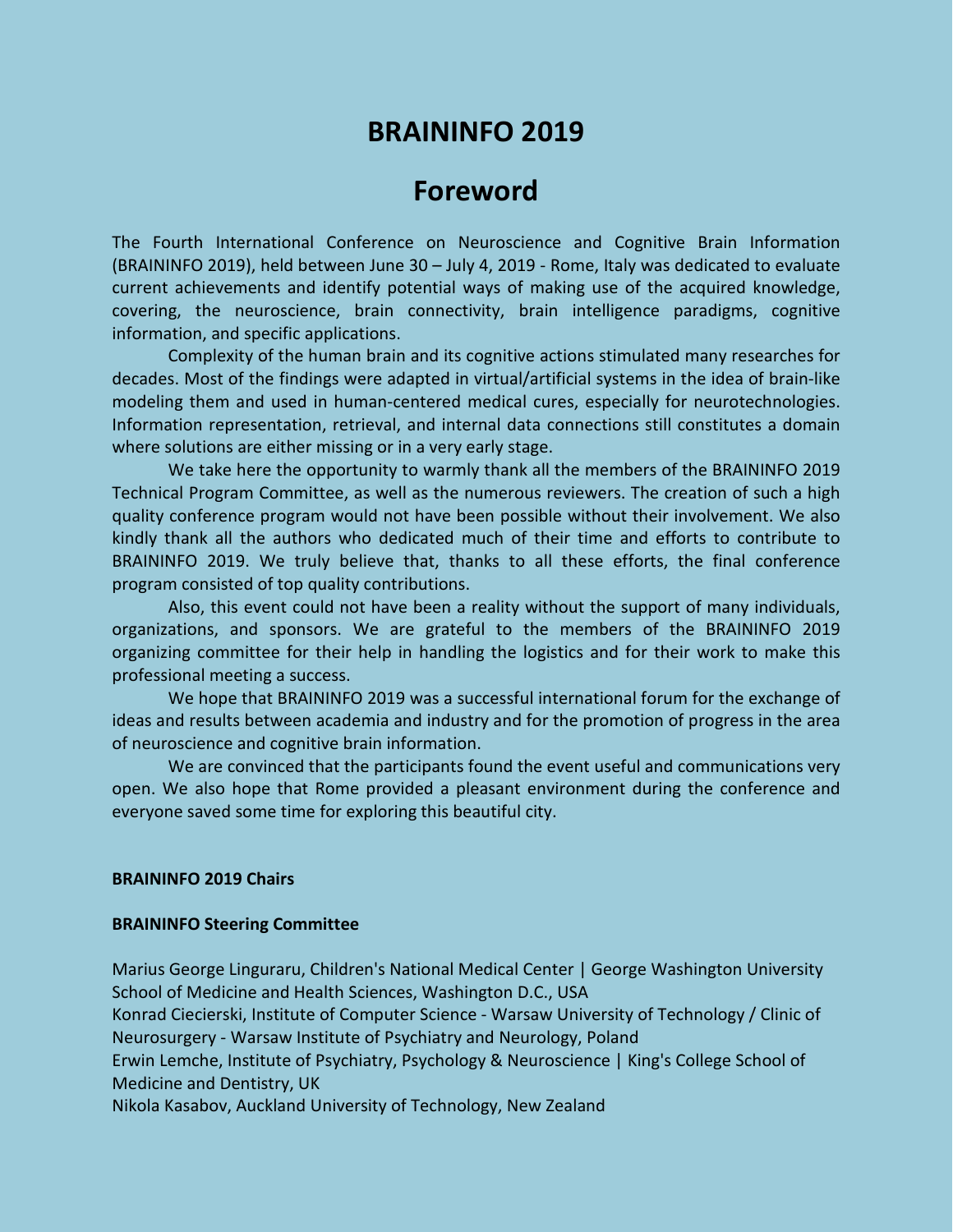# BRAININFO 2019

## Foreword

The Fourth International Conference on Neuroscience and Cognitive Brain Information (BRAININFO 2019), held between June 30 – July 4, 2019 - Rome, Italy was dedicated to evaluate current achievements and identify potential ways of making use of the acquired knowledge, covering, the neuroscience, brain connectivity, brain intelligence paradigms, cognitive information, and specific applications.

Complexity of the human brain and its cognitive actions stimulated many researches for decades. Most of the findings were adapted in virtual/artificial systems in the idea of brain-like modeling them and used in human-centered medical cures, especially for neurotechnologies. Information representation, retrieval, and internal data connections still constitutes a domain where solutions are either missing or in a very early stage.

We take here the opportunity to warmly thank all the members of the BRAININFO 2019 Technical Program Committee, as well as the numerous reviewers. The creation of such a high quality conference program would not have been possible without their involvement. We also kindly thank all the authors who dedicated much of their time and efforts to contribute to BRAININFO 2019. We truly believe that, thanks to all these efforts, the final conference program consisted of top quality contributions.

Also, this event could not have been a reality without the support of many individuals, organizations, and sponsors. We are grateful to the members of the BRAININFO 2019 organizing committee for their help in handling the logistics and for their work to make this professional meeting a success.

We hope that BRAININFO 2019 was a successful international forum for the exchange of ideas and results between academia and industry and for the promotion of progress in the area of neuroscience and cognitive brain information.

We are convinced that the participants found the event useful and communications very open. We also hope that Rome provided a pleasant environment during the conference and everyone saved some time for exploring this beautiful city.

**BRAININFO 2019 Chairs**

**BRAININFO Steering Committee**

Marius George Linguraru, Children's National Medical Center | George Washington University School of Medicine and Health Sciences, Washington D.C., USA
Konrad Ciecierski, Institute of Computer Science - Warsaw University of Technology / Clinic of Neurosurgery - Warsaw Institute of Psychiatry and Neurology, Poland
Erwin Lemche, Institute of Psychiatry, Psychology & Neuroscience | King's College School of Medicine and Dentistry, UK
Nikola Kasabov, Auckland University of Technology, New Zealand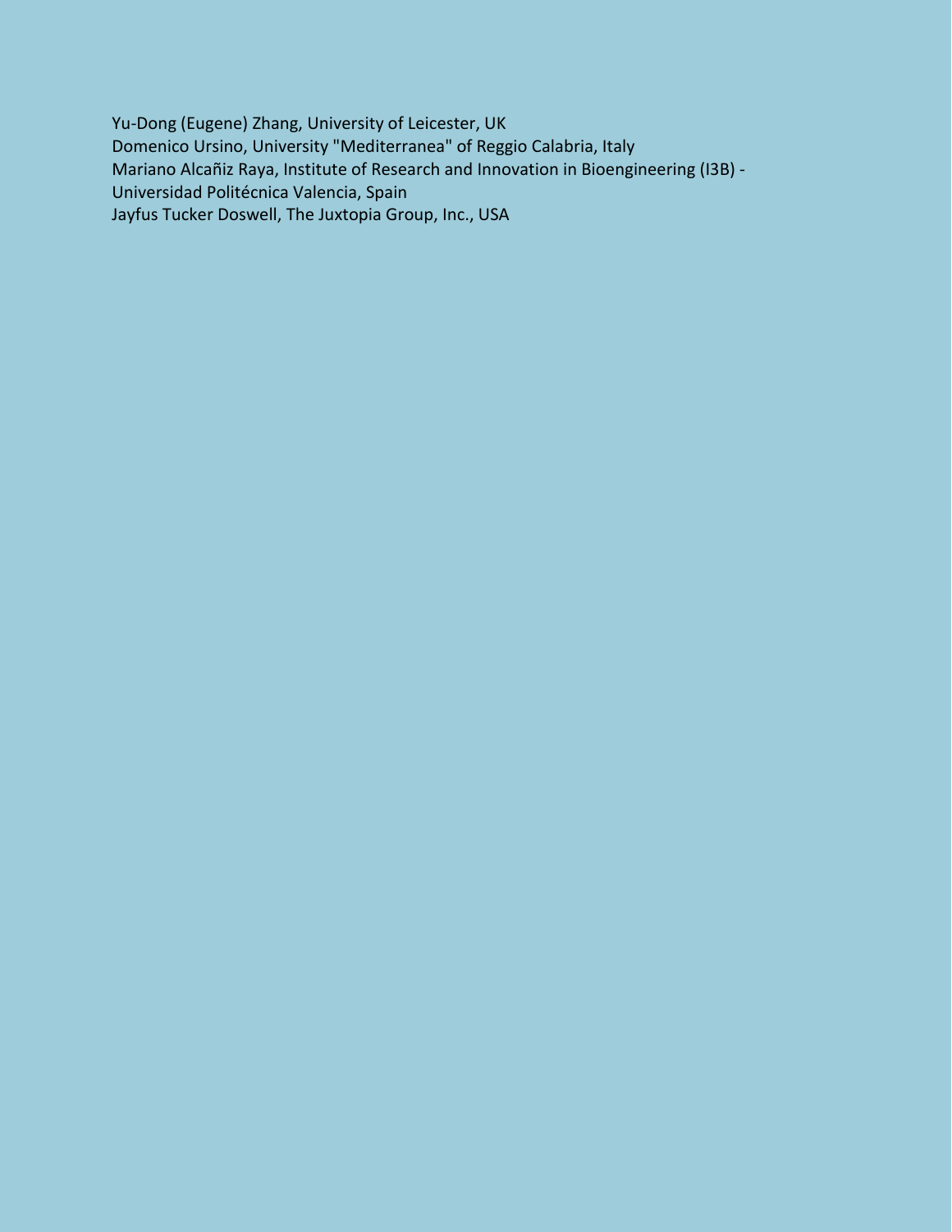Yu-Dong (Eugene) Zhang, University of Leicester, UK
Domenico Ursino, University "Mediterranea" of Reggio Calabria, Italy
Mariano Alcañiz Raya, Institute of Research and Innovation in Bioengineering (I3B) - Universidad Politécnica Valencia, Spain
Jayfus Tucker Doswell, The Juxtopia Group, Inc., USA